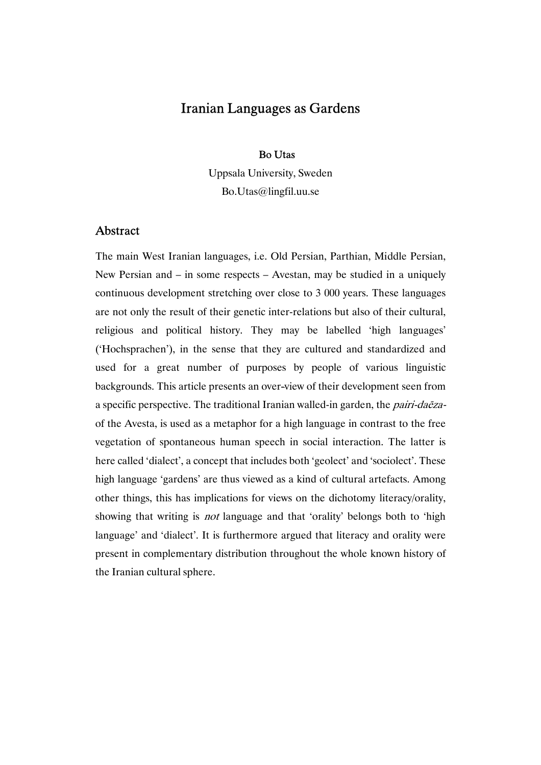# Iranian Languages as Gardens

**Bo Utas**

Uppsala University, Sweden

Bo.Utas@lingfil.uu.se

## Abstract

The main West Iranian languages, i.e. Old Persian, Parthian, Middle Persian, New Persian and – in some respects – Avestan, may be studied in a uniquely continuous development stretching over close to 3 000 years. These languages are not only the result of their genetic inter-relations but also of their cultural, religious and political history. They may be labelled 'high languages' ('Hochsprachen'), in the sense that they are cultured and standardized and used for a great number of purposes by people of various linguistic backgrounds. This article presents an over-view of their development seen from a specific perspective. The traditional Iranian walled-in garden, the *pairi-daēza-* of the Avesta, is used as a metaphor for a high language in contrast to the free vegetation of spontaneous human speech in social interaction. The latter is here called 'dialect', a concept that includes both 'geolect' and 'sociolect'. These high language 'gardens' are thus viewed as a kind of cultural artefacts. Among other things, this has implications for views on the dichotomy literacy/orality, showing that writing is *not* language and that 'orality' belongs both to 'high language' and 'dialect'. It is furthermore argued that literacy and orality were present in complementary distribution throughout the whole known history of the Iranian cultural sphere.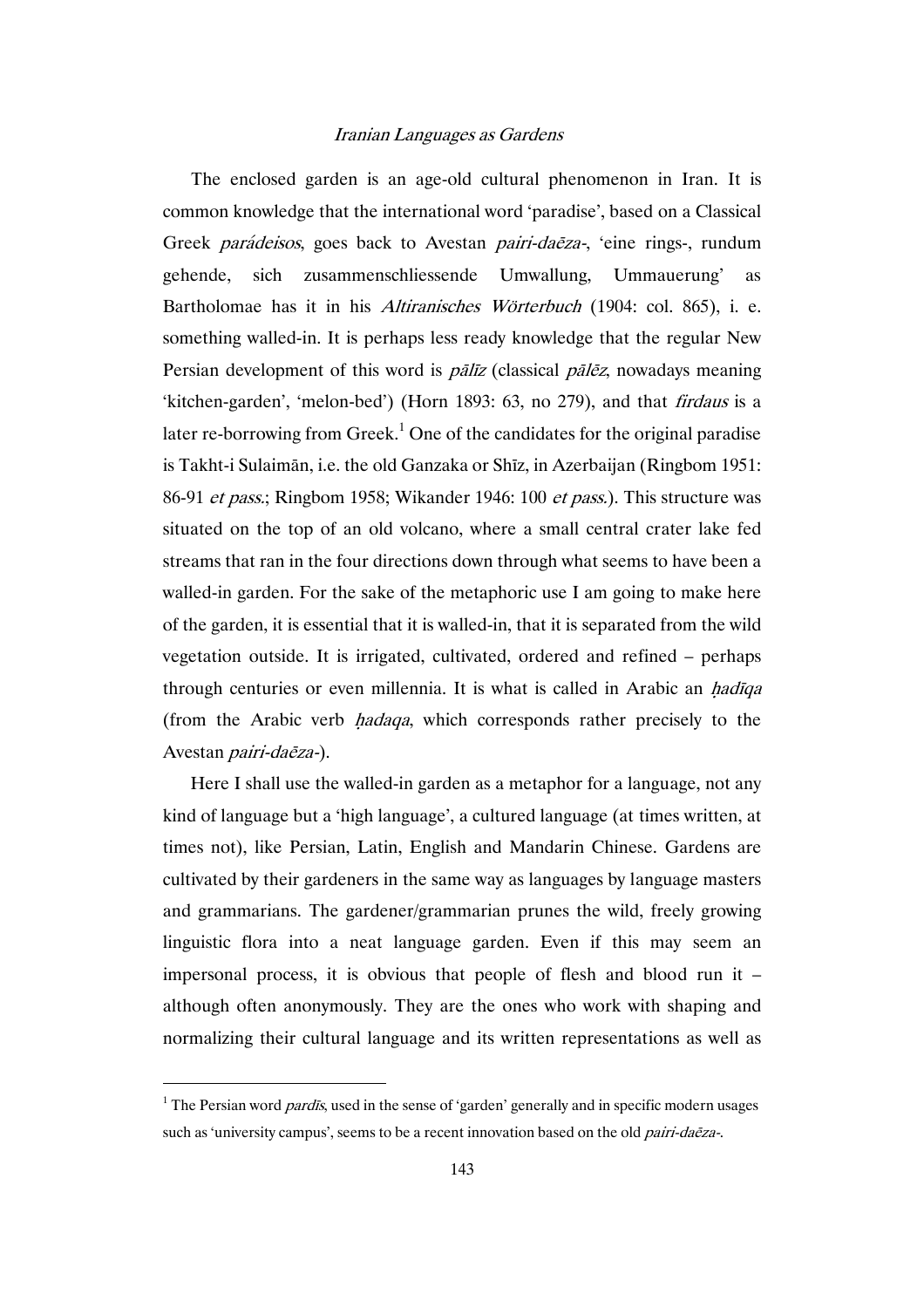The enclosed garden is an age-old cultural phenomenon in Iran. It is common knowledge that the international word 'paradise', based on a Classical Greek *parádeisos*, goes back to Avestan *pairi-daēza-*, 'eine rings-, rundum gehende, sich zusammenschliessende Umwallung, Ummauerung' as Bartholomae has it in his *Altiranisches Wörterbuch* (1904: col. 865), i. e. something walled-in. It is perhaps less ready knowledge that the regular New Persian development of this word is *pālīz* (classical *pālēz*, nowadays meaning 'kitchen-garden', 'melon-bed') (Horn 1893: 63, no 279), and that *firdaus* is a later re-borrowing from Greek.[1] One of the candidates for the original paradise is Takht-i Sulaimān, i.e. the old Ganzaka or Shīz, in Azerbaijan (Ringbom 1951: 86-91 *et pass.*; Ringbom 1958; Wikander 1946: 100 *et pass.*). This structure was situated on the top of an old volcano, where a small central crater lake fed streams that ran in the four directions down through what seems to have been a walled-in garden. For the sake of the metaphoric use I am going to make here of the garden, it is essential that it is walled-in, that it is separated from the wild vegetation outside. It is irrigated, cultivated, ordered and refined – perhaps through centuries or even millennia. It is what is called in Arabic an *ḥadīqa* (from the Arabic verb *ḥadaqa*, which corresponds rather precisely to the Avestan *pairi-daēza-*).

Here I shall use the walled-in garden as a metaphor for a language, not any kind of language but a 'high language', a cultured language (at times written, at times not), like Persian, Latin, English and Mandarin Chinese. Gardens are cultivated by their gardeners in the same way as languages by language masters and grammarians. The gardener/grammarian prunes the wild, freely growing linguistic flora into a neat language garden. Even if this may seem an impersonal process, it is obvious that people of flesh and blood run it – although often anonymously. They are the ones who work with shaping and normalizing their cultural language and its written representations as well as

[1] The Persian word *pardīs*, used in the sense of 'garden' generally and in specific modern usages such as 'university campus', seems to be a recent innovation based on the old *pairi-daēza-*.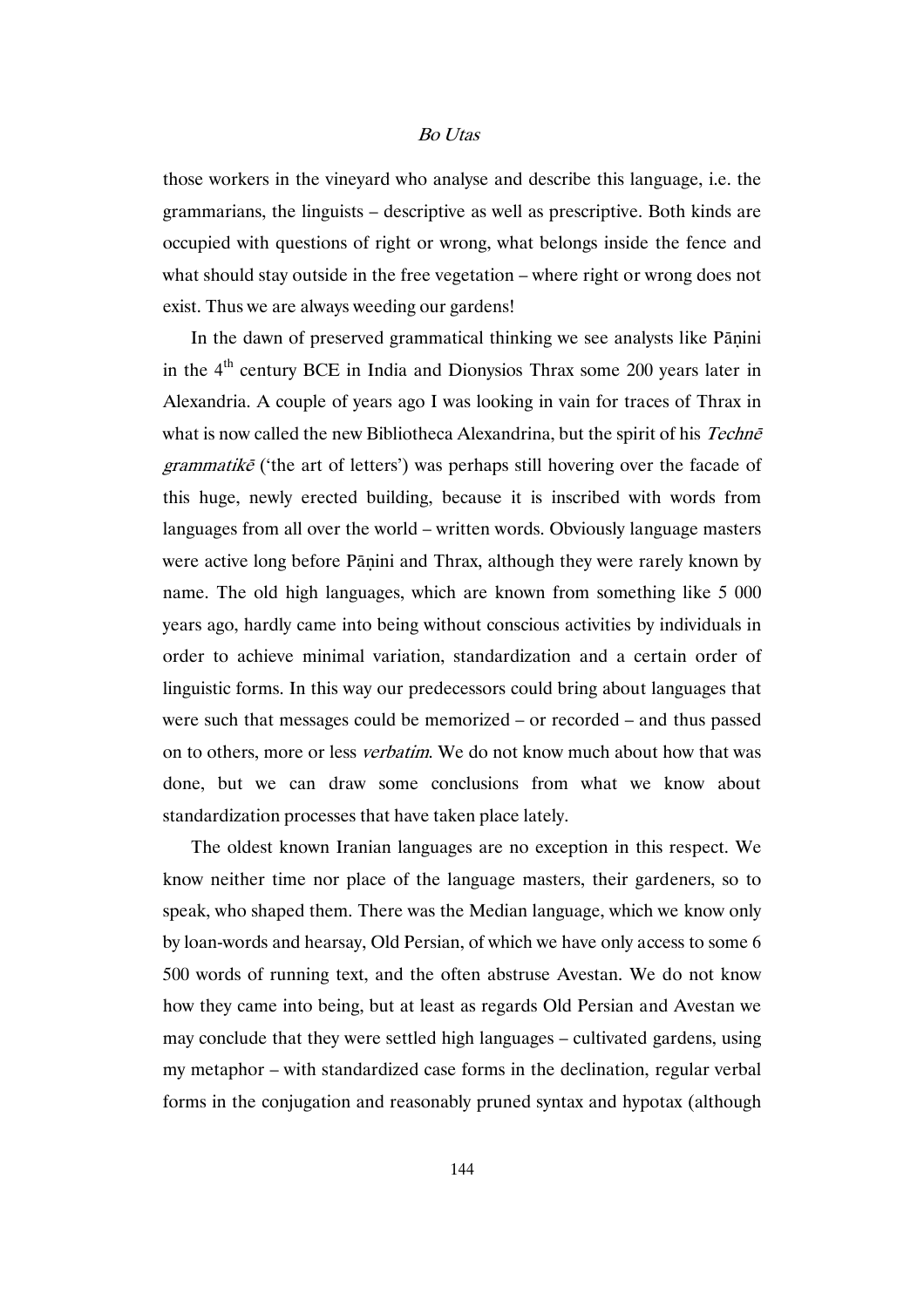those workers in the vineyard who analyse and describe this language, i.e. the grammarians, the linguists – descriptive as well as prescriptive. Both kinds are occupied with questions of right or wrong, what belongs inside the fence and what should stay outside in the free vegetation – where right or wrong does not exist. Thus we are always weeding our gardens!

In the dawn of preserved grammatical thinking we see analysts like Pāṇini in the 4th century BCE in India and Dionysios Thrax some 200 years later in Alexandria. A couple of years ago I was looking in vain for traces of Thrax in what is now called the new Bibliotheca Alexandrina, but the spirit of his *Technē grammatikē* ('the art of letters') was perhaps still hovering over the facade of this huge, newly erected building, because it is inscribed with words from languages from all over the world – written words. Obviously language masters were active long before Pāṇini and Thrax, although they were rarely known by name. The old high languages, which are known from something like 5 000 years ago, hardly came into being without conscious activities by individuals in order to achieve minimal variation, standardization and a certain order of linguistic forms. In this way our predecessors could bring about languages that were such that messages could be memorized – or recorded – and thus passed on to others, more or less *verbatim*. We do not know much about how that was done, but we can draw some conclusions from what we know about standardization processes that have taken place lately.

The oldest known Iranian languages are no exception in this respect. We know neither time nor place of the language masters, their gardeners, so to speak, who shaped them. There was the Median language, which we know only by loan-words and hearsay, Old Persian, of which we have only access to some 6 500 words of running text, and the often abstruse Avestan. We do not know how they came into being, but at least as regards Old Persian and Avestan we may conclude that they were settled high languages – cultivated gardens, using my metaphor – with standardized case forms in the declination, regular verbal forms in the conjugation and reasonably pruned syntax and hypotax (although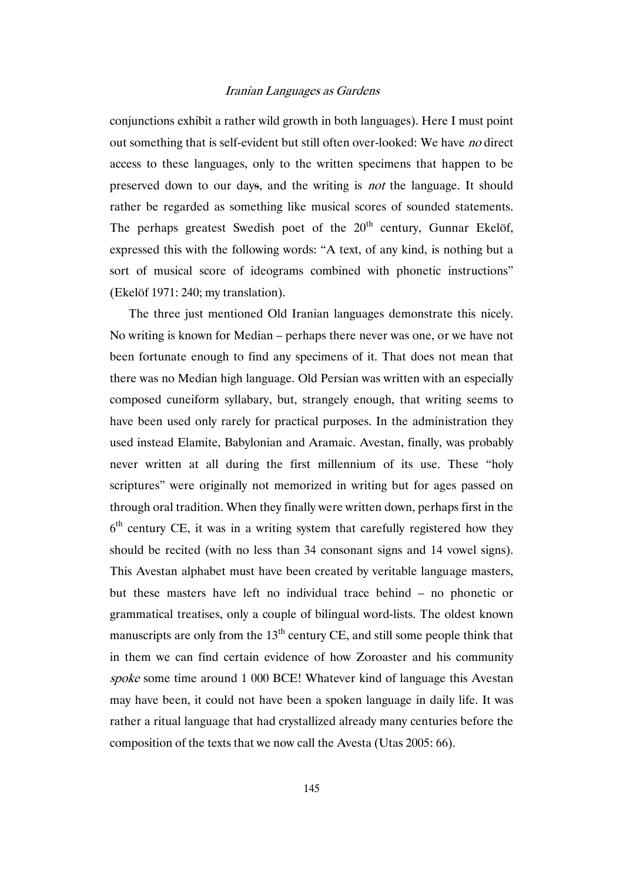conjunctions exhibit a rather wild growth in both languages). Here I must point out something that is self-evident but still often over-looked: We have *no* direct access to these languages, only to the written specimens that happen to be preserved down to our days, and the writing is *not* the language. It should rather be regarded as something like musical scores of sounded statements. The perhaps greatest Swedish poet of the 20th century, Gunnar Ekelöf, expressed this with the following words: "A text, of any kind, is nothing but a sort of musical score of ideograms combined with phonetic instructions" (Ekelöf 1971: 240; my translation).

The three just mentioned Old Iranian languages demonstrate this nicely. No writing is known for Median – perhaps there never was one, or we have not been fortunate enough to find any specimens of it. That does not mean that there was no Median high language. Old Persian was written with an especially composed cuneiform syllabary, but, strangely enough, that writing seems to have been used only rarely for practical purposes. In the administration they used instead Elamite, Babylonian and Aramaic. Avestan, finally, was probably never written at all during the first millennium of its use. These "holy scriptures" were originally not memorized in writing but for ages passed on through oral tradition. When they finally were written down, perhaps first in the 6th century CE, it was in a writing system that carefully registered how they should be recited (with no less than 34 consonant signs and 14 vowel signs). This Avestan alphabet must have been created by veritable language masters, but these masters have left no individual trace behind – no phonetic or grammatical treatises, only a couple of bilingual word-lists. The oldest known manuscripts are only from the 13th century CE, and still some people think that in them we can find certain evidence of how Zoroaster and his community *spoke* some time around 1 000 BCE! Whatever kind of language this Avestan may have been, it could not have been a spoken language in daily life. It was rather a ritual language that had crystallized already many centuries before the composition of the texts that we now call the Avesta (Utas 2005: 66).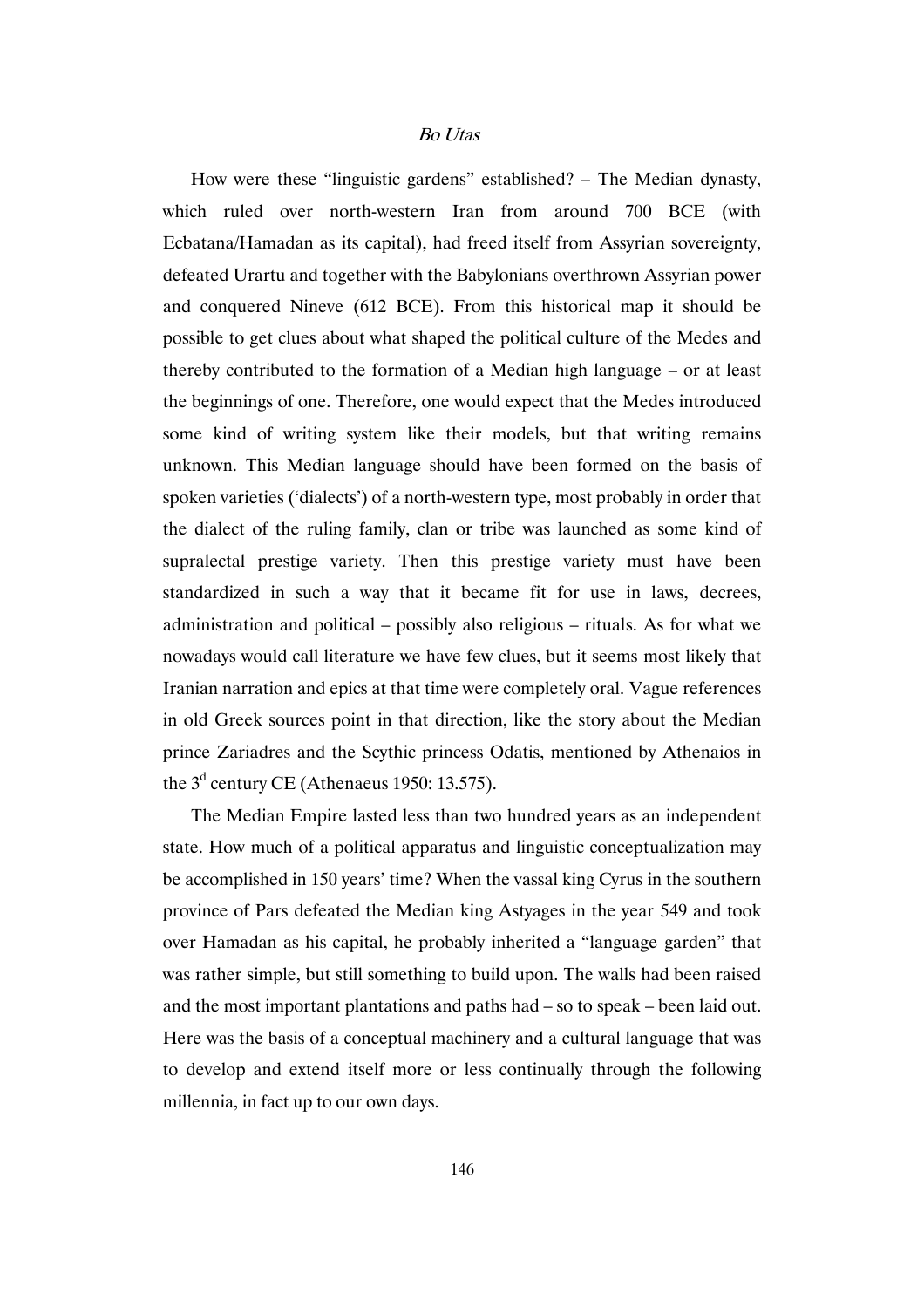How were these "linguistic gardens" established? – The Median dynasty, which ruled over north-western Iran from around 700 BCE (with Ecbatana/Hamadan as its capital), had freed itself from Assyrian sovereignty, defeated Urartu and together with the Babylonians overthrown Assyrian power and conquered Nineve (612 BCE). From this historical map it should be possible to get clues about what shaped the political culture of the Medes and thereby contributed to the formation of a Median high language – or at least the beginnings of one. Therefore, one would expect that the Medes introduced some kind of writing system like their models, but that writing remains unknown. This Median language should have been formed on the basis of spoken varieties ('dialects') of a north-western type, most probably in order that the dialect of the ruling family, clan or tribe was launched as some kind of supralectal prestige variety. Then this prestige variety must have been standardized in such a way that it became fit for use in laws, decrees, administration and political – possibly also religious – rituals. As for what we nowadays would call literature we have few clues, but it seems most likely that Iranian narration and epics at that time were completely oral. Vague references in old Greek sources point in that direction, like the story about the Median prince Zariadres and the Scythic princess Odatis, mentioned by Athenaios in the 3^d century CE (Athenaeus 1950: 13.575).

The Median Empire lasted less than two hundred years as an independent state. How much of a political apparatus and linguistic conceptualization may be accomplished in 150 years' time? When the vassal king Cyrus in the southern province of Pars defeated the Median king Astyages in the year 549 and took over Hamadan as his capital, he probably inherited a "language garden" that was rather simple, but still something to build upon. The walls had been raised and the most important plantations and paths had – so to speak – been laid out. Here was the basis of a conceptual machinery and a cultural language that was to develop and extend itself more or less continually through the following millennia, in fact up to our own days.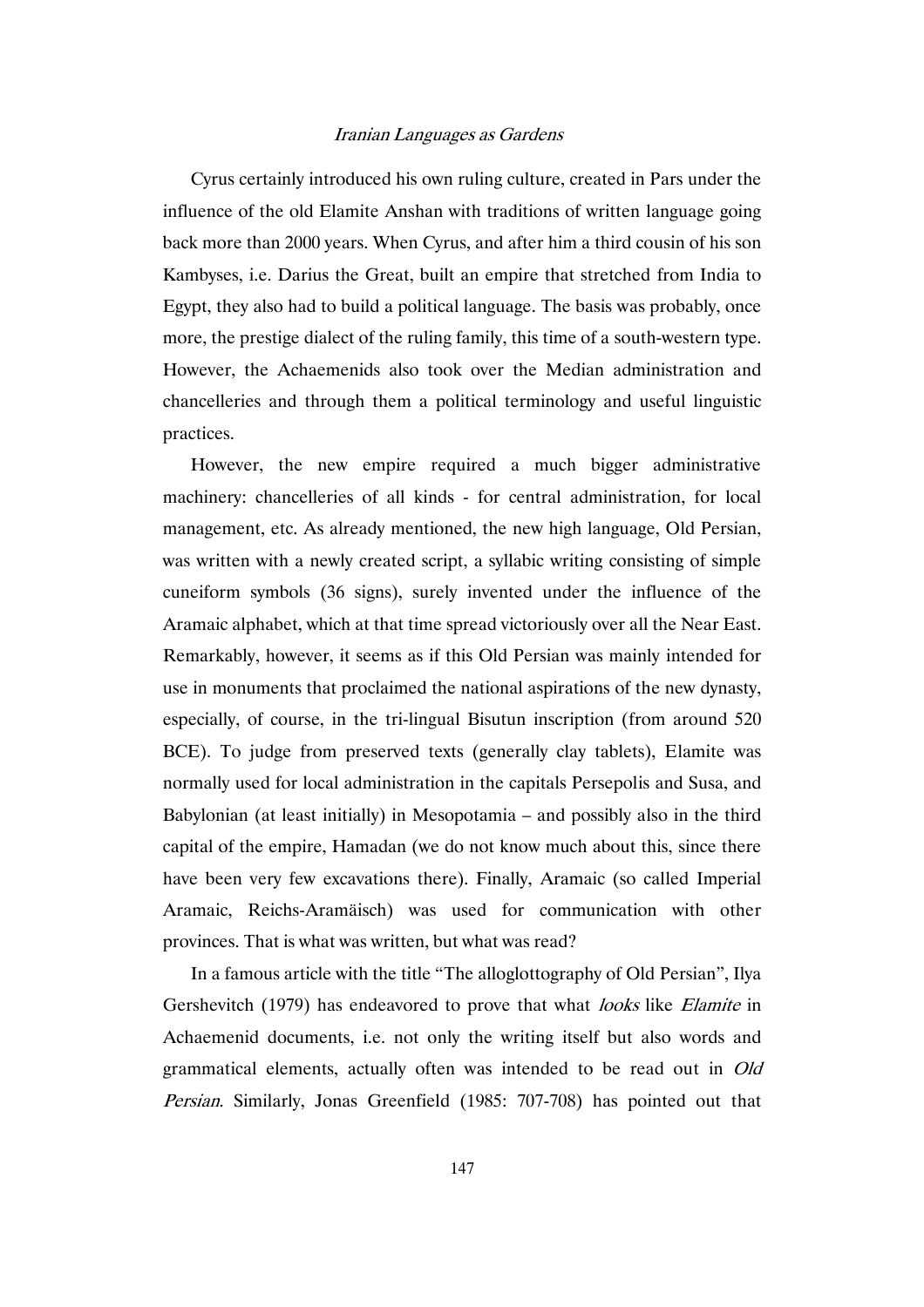Cyrus certainly introduced his own ruling culture, created in Pars under the influence of the old Elamite Anshan with traditions of written language going back more than 2000 years. When Cyrus, and after him a third cousin of his son Kambyses, i.e. Darius the Great, built an empire that stretched from India to Egypt, they also had to build a political language. The basis was probably, once more, the prestige dialect of the ruling family, this time of a south-western type. However, the Achaemenids also took over the Median administration and chancelleries and through them a political terminology and useful linguistic practices.

However, the new empire required a much bigger administrative machinery: chancelleries of all kinds - for central administration, for local management, etc. As already mentioned, the new high language, Old Persian, was written with a newly created script, a syllabic writing consisting of simple cuneiform symbols (36 signs), surely invented under the influence of the Aramaic alphabet, which at that time spread victoriously over all the Near East. Remarkably, however, it seems as if this Old Persian was mainly intended for use in monuments that proclaimed the national aspirations of the new dynasty, especially, of course, in the tri-lingual Bisutun inscription (from around 520 BCE). To judge from preserved texts (generally clay tablets), Elamite was normally used for local administration in the capitals Persepolis and Susa, and Babylonian (at least initially) in Mesopotamia – and possibly also in the third capital of the empire, Hamadan (we do not know much about this, since there have been very few excavations there). Finally, Aramaic (so called Imperial Aramaic, Reichs-Aramäisch) was used for communication with other provinces. That is what was written, but what was read?

In a famous article with the title "The alloglottography of Old Persian", Ilya Gershevitch (1979) has endeavored to prove that what *looks* like *Elamite* in Achaemenid documents, i.e. not only the writing itself but also words and grammatical elements, actually often was intended to be read out in *Old Persian*. Similarly, Jonas Greenfield (1985: 707-708) has pointed out that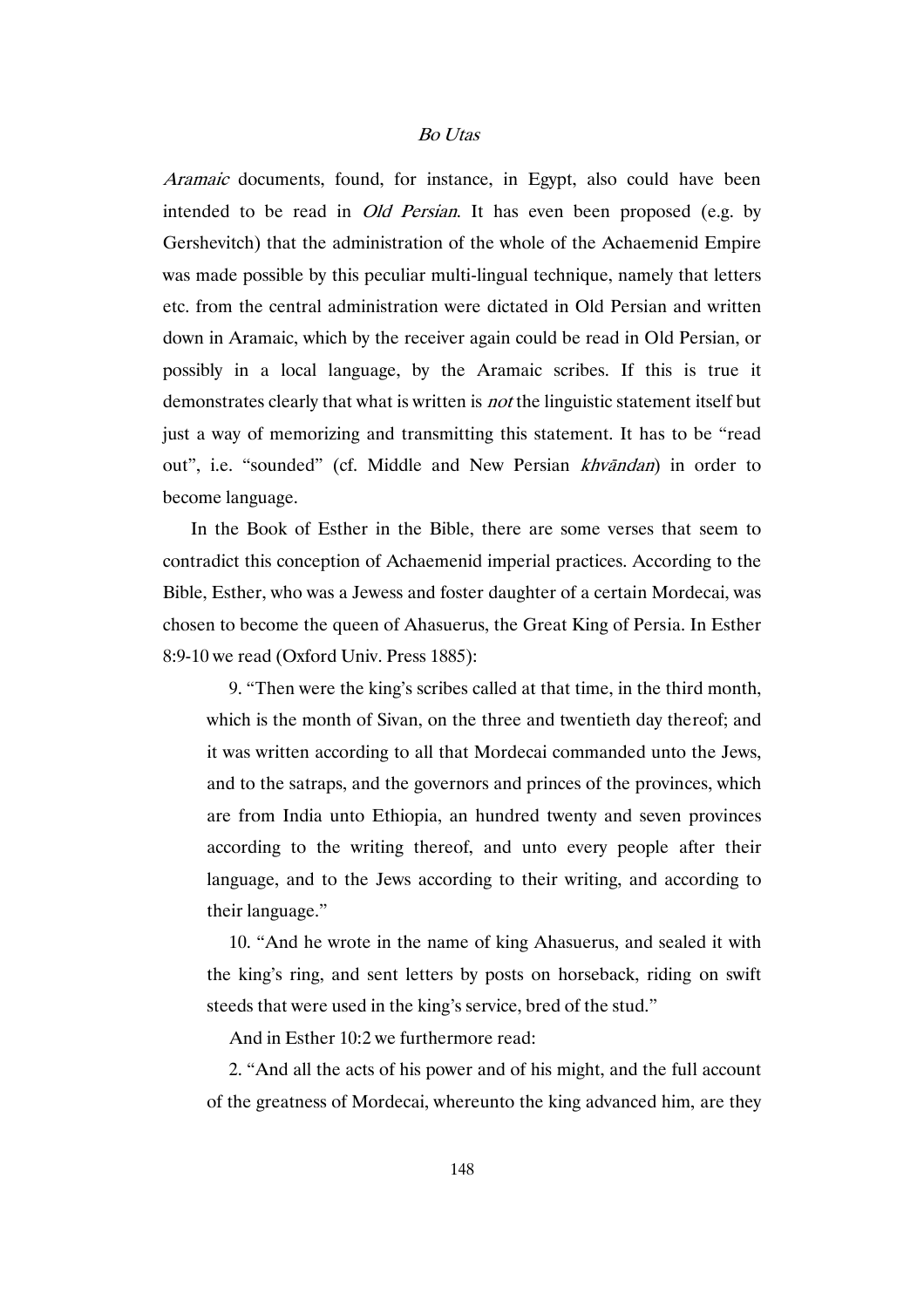*Aramaic* documents, found, for instance, in Egypt, also could have been intended to be read in *Old Persian*. It has even been proposed (e.g. by Gershevitch) that the administration of the whole of the Achaemenid Empire was made possible by this peculiar multi-lingual technique, namely that letters etc. from the central administration were dictated in Old Persian and written down in Aramaic, which by the receiver again could be read in Old Persian, or possibly in a local language, by the Aramaic scribes. If this is true it demonstrates clearly that what is written is *not* the linguistic statement itself but just a way of memorizing and transmitting this statement. It has to be "read out", i.e. "sounded" (cf. Middle and New Persian *khvāndan*) in order to become language.

In the Book of Esther in the Bible, there are some verses that seem to contradict this conception of Achaemenid imperial practices. According to the Bible, Esther, who was a Jewess and foster daughter of a certain Mordecai, was chosen to become the queen of Ahasuerus, the Great King of Persia. In Esther 8:9-10 we read (Oxford Univ. Press 1885):

> 9. "Then were the king's scribes called at that time, in the third month, which is the month of Sivan, on the three and twentieth day thereof; and it was written according to all that Mordecai commanded unto the Jews, and to the satraps, and the governors and princes of the provinces, which are from India unto Ethiopia, an hundred twenty and seven provinces according to the writing thereof, and unto every people after their language, and to the Jews according to their writing, and according to their language."
>
> 10. "And he wrote in the name of king Ahasuerus, and sealed it with the king's ring, and sent letters by posts on horseback, riding on swift steeds that were used in the king's service, bred of the stud."

And in Esther 10:2 we furthermore read:

> 2. "And all the acts of his power and of his might, and the full account of the greatness of Mordecai, whereunto the king advanced him, are they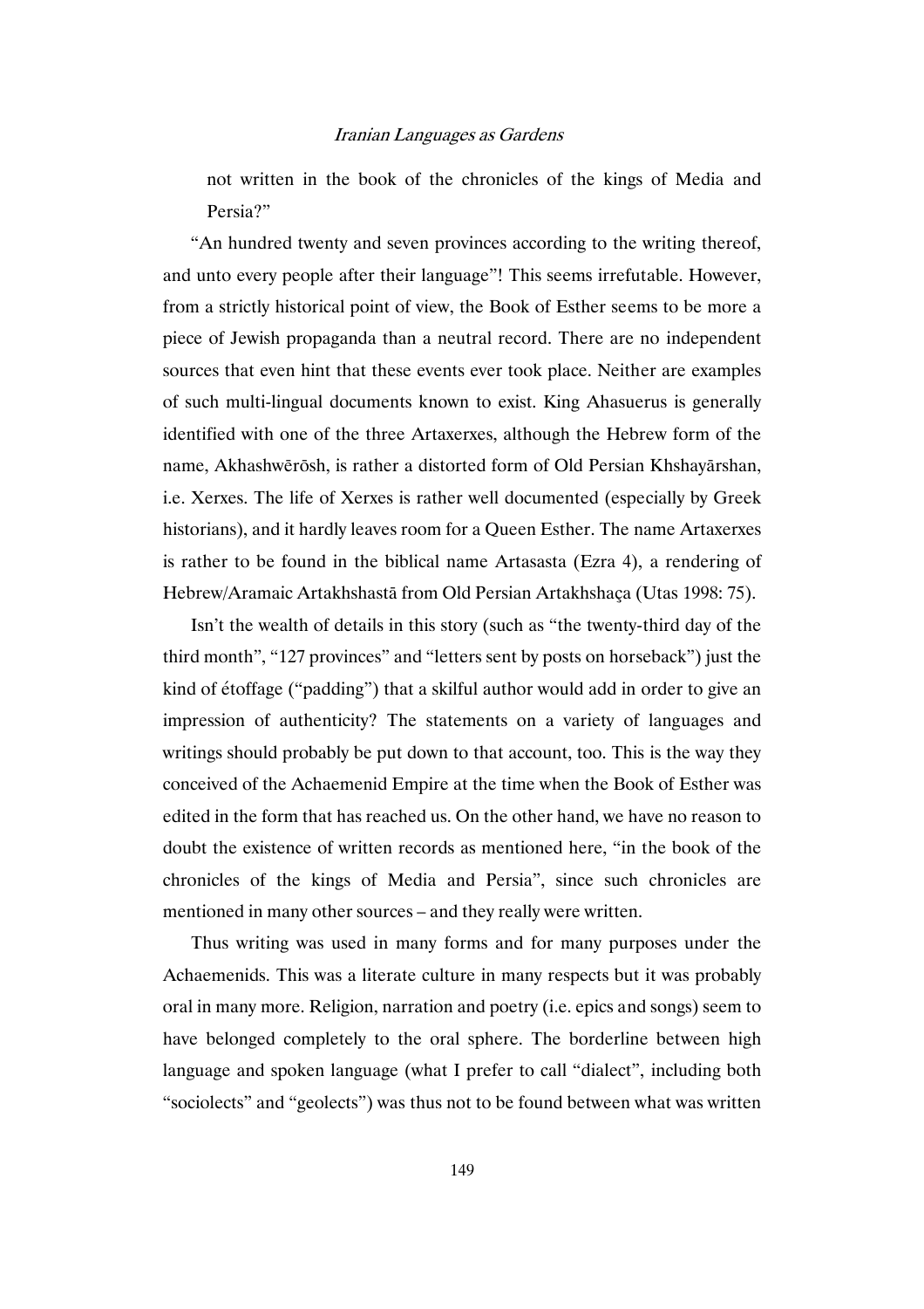not written in the book of the chronicles of the kings of Media and Persia?"

"An hundred twenty and seven provinces according to the writing thereof, and unto every people after their language"! This seems irrefutable. However, from a strictly historical point of view, the Book of Esther seems to be more a piece of Jewish propaganda than a neutral record. There are no independent sources that even hint that these events ever took place. Neither are examples of such multi-lingual documents known to exist. King Ahasuerus is generally identified with one of the three Artaxerxes, although the Hebrew form of the name, Akhashwērōsh, is rather a distorted form of Old Persian Khshayārshan, i.e. Xerxes. The life of Xerxes is rather well documented (especially by Greek historians), and it hardly leaves room for a Queen Esther. The name Artaxerxes is rather to be found in the biblical name Artasasta (Ezra 4), a rendering of Hebrew/Aramaic Artakhshastā from Old Persian Artakhshaça (Utas 1998: 75).

Isn't the wealth of details in this story (such as "the twenty-third day of the third month", "127 provinces" and "letters sent by posts on horseback") just the kind of étoffage ("padding") that a skilful author would add in order to give an impression of authenticity? The statements on a variety of languages and writings should probably be put down to that account, too. This is the way they conceived of the Achaemenid Empire at the time when the Book of Esther was edited in the form that has reached us. On the other hand, we have no reason to doubt the existence of written records as mentioned here, "in the book of the chronicles of the kings of Media and Persia", since such chronicles are mentioned in many other sources – and they really were written.

Thus writing was used in many forms and for many purposes under the Achaemenids. This was a literate culture in many respects but it was probably oral in many more. Religion, narration and poetry (i.e. epics and songs) seem to have belonged completely to the oral sphere. The borderline between high language and spoken language (what I prefer to call "dialect", including both "sociolects" and "geolects") was thus not to be found between what was written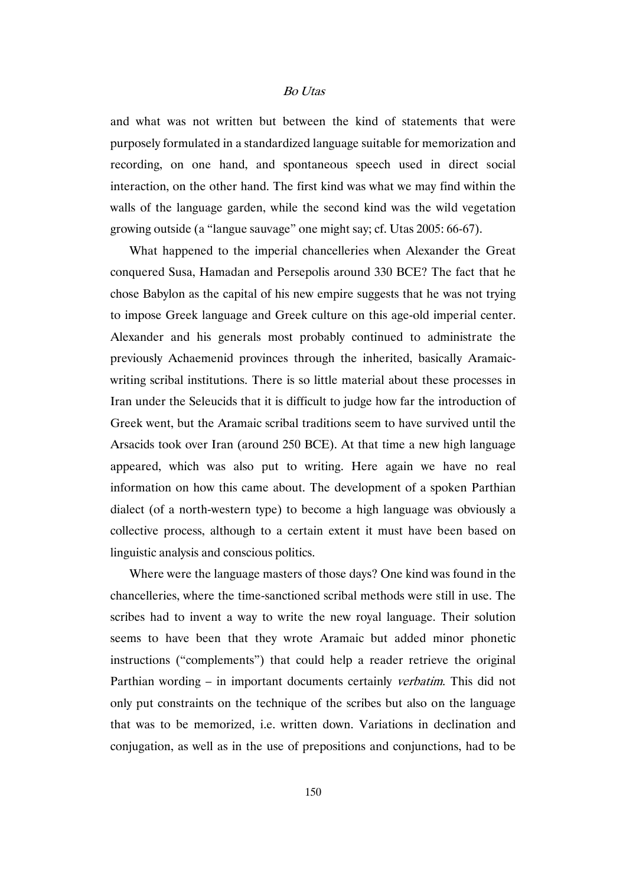and what was not written but between the kind of statements that were purposely formulated in a standardized language suitable for memorization and recording, on one hand, and spontaneous speech used in direct social interaction, on the other hand. The first kind was what we may find within the walls of the language garden, while the second kind was the wild vegetation growing outside (a "langue sauvage" one might say; cf. Utas 2005: 66-67).

What happened to the imperial chancelleries when Alexander the Great conquered Susa, Hamadan and Persepolis around 330 BCE? The fact that he chose Babylon as the capital of his new empire suggests that he was not trying to impose Greek language and Greek culture on this age-old imperial center. Alexander and his generals most probably continued to administrate the previously Achaemenid provinces through the inherited, basically Aramaic-writing scribal institutions. There is so little material about these processes in Iran under the Seleucids that it is difficult to judge how far the introduction of Greek went, but the Aramaic scribal traditions seem to have survived until the Arsacids took over Iran (around 250 BCE). At that time a new high language appeared, which was also put to writing. Here again we have no real information on how this came about. The development of a spoken Parthian dialect (of a north-western type) to become a high language was obviously a collective process, although to a certain extent it must have been based on linguistic analysis and conscious politics.

Where were the language masters of those days? One kind was found in the chancelleries, where the time-sanctioned scribal methods were still in use. The scribes had to invent a way to write the new royal language. Their solution seems to have been that they wrote Aramaic but added minor phonetic instructions ("complements") that could help a reader retrieve the original Parthian wording – in important documents certainly *verbatim*. This did not only put constraints on the technique of the scribes but also on the language that was to be memorized, i.e. written down. Variations in declination and conjugation, as well as in the use of prepositions and conjunctions, had to be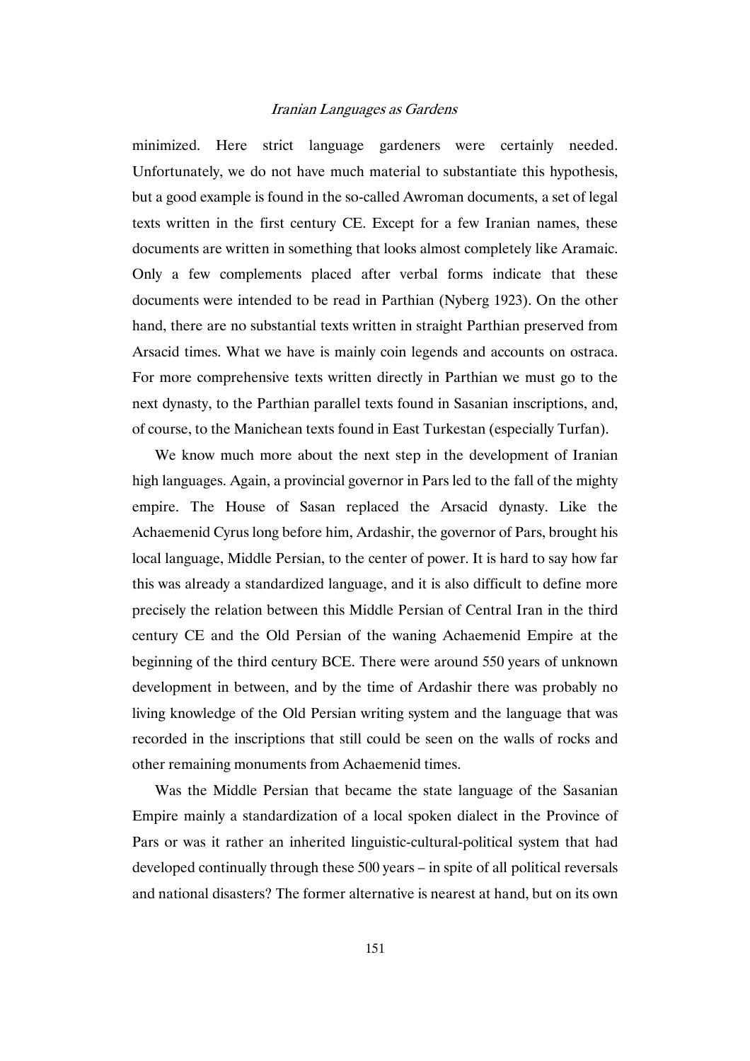minimized. Here strict language gardeners were certainly needed. Unfortunately, we do not have much material to substantiate this hypothesis, but a good example is found in the so-called Awroman documents, a set of legal texts written in the first century CE. Except for a few Iranian names, these documents are written in something that looks almost completely like Aramaic. Only a few complements placed after verbal forms indicate that these documents were intended to be read in Parthian (Nyberg 1923). On the other hand, there are no substantial texts written in straight Parthian preserved from Arsacid times. What we have is mainly coin legends and accounts on ostraca. For more comprehensive texts written directly in Parthian we must go to the next dynasty, to the Parthian parallel texts found in Sasanian inscriptions, and, of course, to the Manichean texts found in East Turkestan (especially Turfan).

We know much more about the next step in the development of Iranian high languages. Again, a provincial governor in Pars led to the fall of the mighty empire. The House of Sasan replaced the Arsacid dynasty. Like the Achaemenid Cyrus long before him, Ardashir, the governor of Pars, brought his local language, Middle Persian, to the center of power. It is hard to say how far this was already a standardized language, and it is also difficult to define more precisely the relation between this Middle Persian of Central Iran in the third century CE and the Old Persian of the waning Achaemenid Empire at the beginning of the third century BCE. There were around 550 years of unknown development in between, and by the time of Ardashir there was probably no living knowledge of the Old Persian writing system and the language that was recorded in the inscriptions that still could be seen on the walls of rocks and other remaining monuments from Achaemenid times.

Was the Middle Persian that became the state language of the Sasanian Empire mainly a standardization of a local spoken dialect in the Province of Pars or was it rather an inherited linguistic-cultural-political system that had developed continually through these 500 years – in spite of all political reversals and national disasters? The former alternative is nearest at hand, but on its own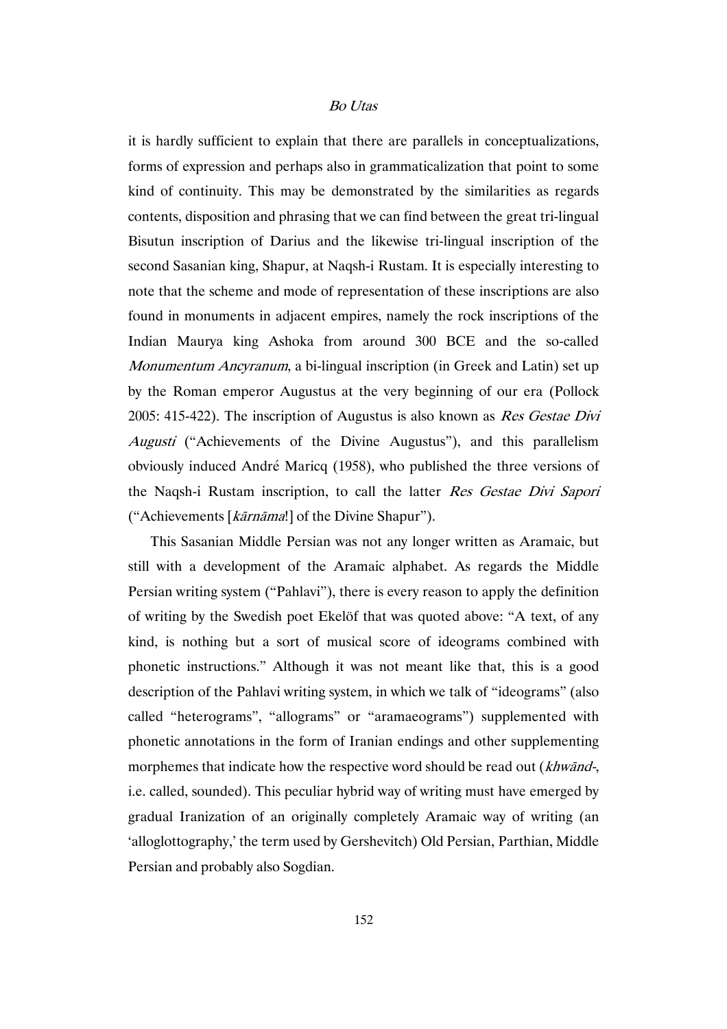it is hardly sufficient to explain that there are parallels in conceptualizations, forms of expression and perhaps also in grammaticalization that point to some kind of continuity. This may be demonstrated by the similarities as regards contents, disposition and phrasing that we can find between the great tri-lingual Bisutun inscription of Darius and the likewise tri-lingual inscription of the second Sasanian king, Shapur, at Naqsh-i Rustam. It is especially interesting to note that the scheme and mode of representation of these inscriptions are also found in monuments in adjacent empires, namely the rock inscriptions of the Indian Maurya king Ashoka from around 300 BCE and the so-called *Monumentum Ancyranum*, a bi-lingual inscription (in Greek and Latin) set up by the Roman emperor Augustus at the very beginning of our era (Pollock 2005: 415-422). The inscription of Augustus is also known as *Res Gestae Divi Augusti* ("Achievements of the Divine Augustus"), and this parallelism obviously induced André Maricq (1958), who published the three versions of the Naqsh-i Rustam inscription, to call the latter *Res Gestae Divi Sapori* ("Achievements [*kārnāma*!] of the Divine Shapur").

This Sasanian Middle Persian was not any longer written as Aramaic, but still with a development of the Aramaic alphabet. As regards the Middle Persian writing system ("Pahlavi"), there is every reason to apply the definition of writing by the Swedish poet Ekelöf that was quoted above: "A text, of any kind, is nothing but a sort of musical score of ideograms combined with phonetic instructions." Although it was not meant like that, this is a good description of the Pahlavi writing system, in which we talk of "ideograms" (also called "heterograms", "allograms" or "aramaeograms") supplemented with phonetic annotations in the form of Iranian endings and other supplementing morphemes that indicate how the respective word should be read out (*khwānd-*, i.e. called, sounded). This peculiar hybrid way of writing must have emerged by gradual Iranization of an originally completely Aramaic way of writing (an 'alloglottography,' the term used by Gershevitch) Old Persian, Parthian, Middle Persian and probably also Sogdian.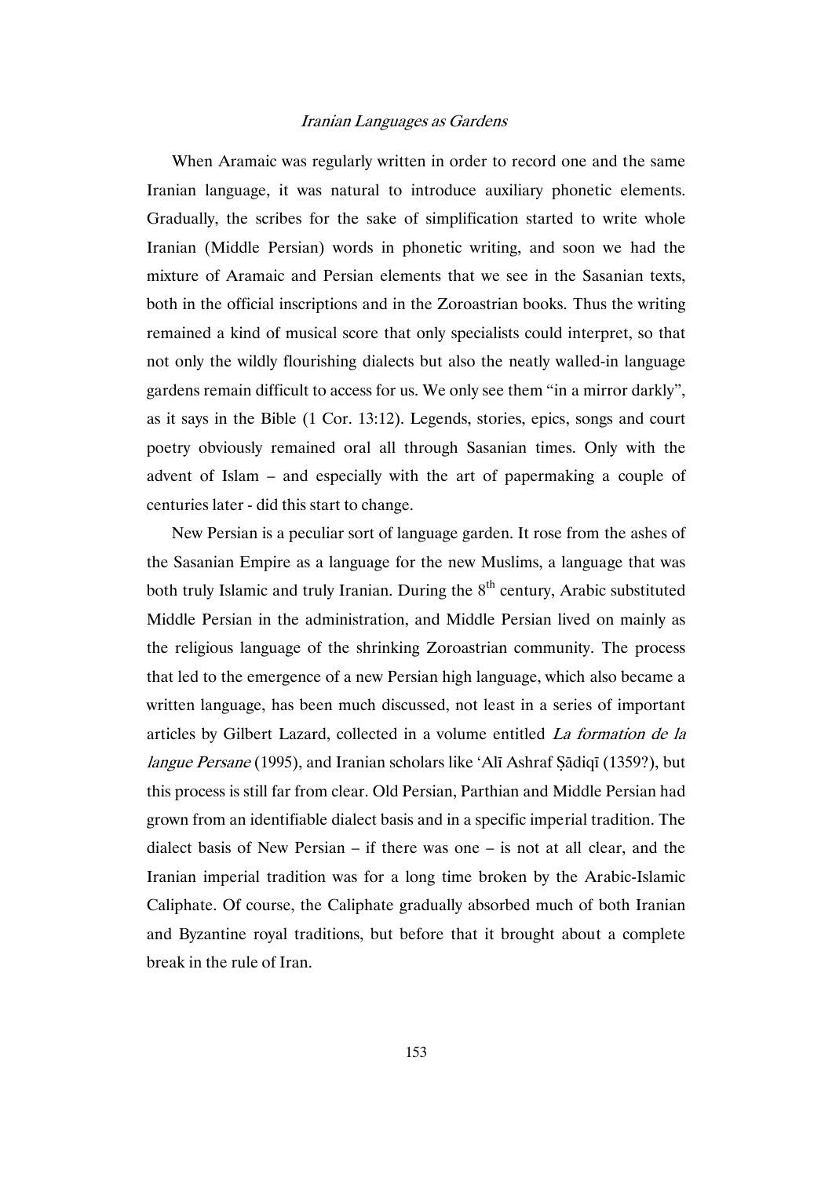When Aramaic was regularly written in order to record one and the same Iranian language, it was natural to introduce auxiliary phonetic elements. Gradually, the scribes for the sake of simplification started to write whole Iranian (Middle Persian) words in phonetic writing, and soon we had the mixture of Aramaic and Persian elements that we see in the Sasanian texts, both in the official inscriptions and in the Zoroastrian books. Thus the writing remained a kind of musical score that only specialists could interpret, so that not only the wildly flourishing dialects but also the neatly walled-in language gardens remain difficult to access for us. We only see them "in a mirror darkly", as it says in the Bible (1 Cor. 13:12). Legends, stories, epics, songs and court poetry obviously remained oral all through Sasanian times. Only with the advent of Islam – and especially with the art of papermaking a couple of centuries later - did this start to change.

New Persian is a peculiar sort of language garden. It rose from the ashes of the Sasanian Empire as a language for the new Muslims, a language that was both truly Islamic and truly Iranian. During the 8th century, Arabic substituted Middle Persian in the administration, and Middle Persian lived on mainly as the religious language of the shrinking Zoroastrian community. The process that led to the emergence of a new Persian high language, which also became a written language, has been much discussed, not least in a series of important articles by Gilbert Lazard, collected in a volume entitled *La formation de la langue Persane* (1995), and Iranian scholars like ʻAlī Ashraf Ṣādiqī (1359?), but this process is still far from clear. Old Persian, Parthian and Middle Persian had grown from an identifiable dialect basis and in a specific imperial tradition. The dialect basis of New Persian – if there was one – is not at all clear, and the Iranian imperial tradition was for a long time broken by the Arabic-Islamic Caliphate. Of course, the Caliphate gradually absorbed much of both Iranian and Byzantine royal traditions, but before that it brought about a complete break in the rule of Iran.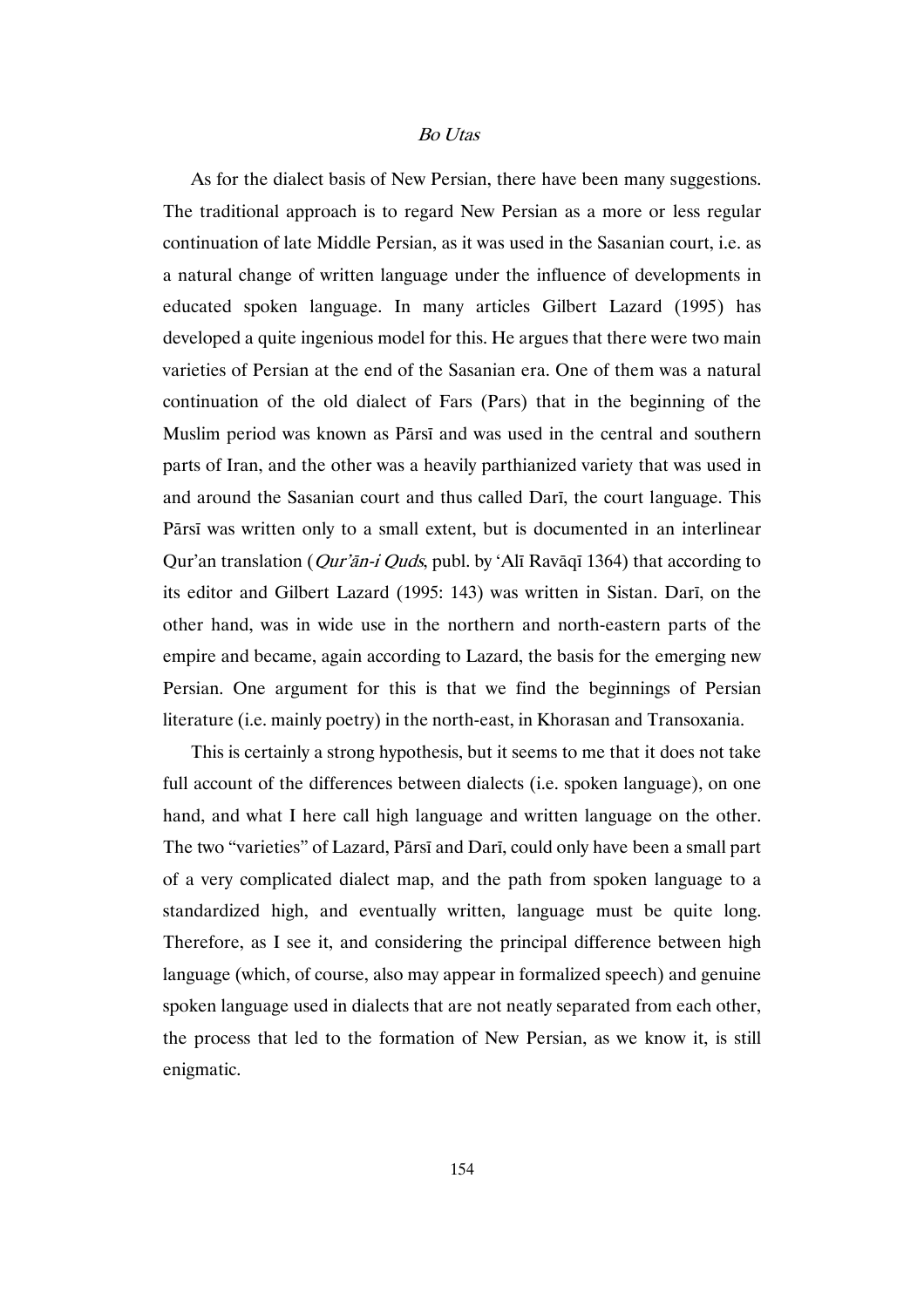As for the dialect basis of New Persian, there have been many suggestions. The traditional approach is to regard New Persian as a more or less regular continuation of late Middle Persian, as it was used in the Sasanian court, i.e. as a natural change of written language under the influence of developments in educated spoken language. In many articles Gilbert Lazard (1995) has developed a quite ingenious model for this. He argues that there were two main varieties of Persian at the end of the Sasanian era. One of them was a natural continuation of the old dialect of Fars (Pars) that in the beginning of the Muslim period was known as Pārsī and was used in the central and southern parts of Iran, and the other was a heavily parthianized variety that was used in and around the Sasanian court and thus called Darī, the court language. This Pārsī was written only to a small extent, but is documented in an interlinear Qur'an translation (*Qur'ān-i Quds*, publ. by 'Alī Ravāqī 1364) that according to its editor and Gilbert Lazard (1995: 143) was written in Sistan. Darī, on the other hand, was in wide use in the northern and north-eastern parts of the empire and became, again according to Lazard, the basis for the emerging new Persian. One argument for this is that we find the beginnings of Persian literature (i.e. mainly poetry) in the north-east, in Khorasan and Transoxania.

This is certainly a strong hypothesis, but it seems to me that it does not take full account of the differences between dialects (i.e. spoken language), on one hand, and what I here call high language and written language on the other. The two "varieties" of Lazard, Pārsī and Darī, could only have been a small part of a very complicated dialect map, and the path from spoken language to a standardized high, and eventually written, language must be quite long. Therefore, as I see it, and considering the principal difference between high language (which, of course, also may appear in formalized speech) and genuine spoken language used in dialects that are not neatly separated from each other, the process that led to the formation of New Persian, as we know it, is still enigmatic.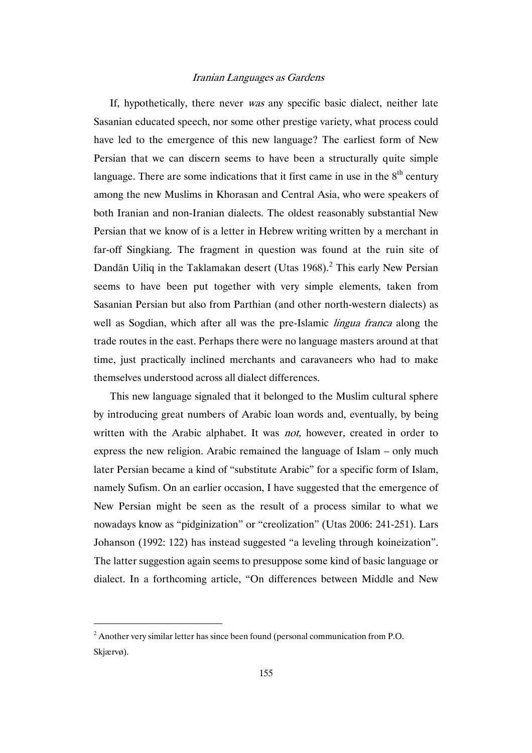If, hypothetically, there never *was* any specific basic dialect, neither late Sasanian educated speech, nor some other prestige variety, what process could have led to the emergence of this new language? The earliest form of New Persian that we can discern seems to have been a structurally quite simple language. There are some indications that it first came in use in the 8th century among the new Muslims in Khorasan and Central Asia, who were speakers of both Iranian and non-Iranian dialects. The oldest reasonably substantial New Persian that we know of is a letter in Hebrew writing written by a merchant in far-off Singkiang. The fragment in question was found at the ruin site of Dandān Uiliq in the Taklamakan desert (Utas 1968).[2] This early New Persian seems to have been put together with very simple elements, taken from Sasanian Persian but also from Parthian (and other north-western dialects) as well as Sogdian, which after all was the pre-Islamic *lingua franca* along the trade routes in the east. Perhaps there were no language masters around at that time, just practically inclined merchants and caravaneers who had to make themselves understood across all dialect differences.

This new language signaled that it belonged to the Muslim cultural sphere by introducing great numbers of Arabic loan words and, eventually, by being written with the Arabic alphabet. It was *not,* however, created in order to express the new religion. Arabic remained the language of Islam – only much later Persian became a kind of "substitute Arabic" for a specific form of Islam, namely Sufism. On an earlier occasion, I have suggested that the emergence of New Persian might be seen as the result of a process similar to what we nowadays know as "pidginization" or "creolization" (Utas 2006: 241-251). Lars Johanson (1992: 122) has instead suggested "a leveling through koineization". The latter suggestion again seems to presuppose some kind of basic language or dialect. In a forthcoming article, "On differences between Middle and New

[2] Another very similar letter has since been found (personal communication from P.O. Skjærvø).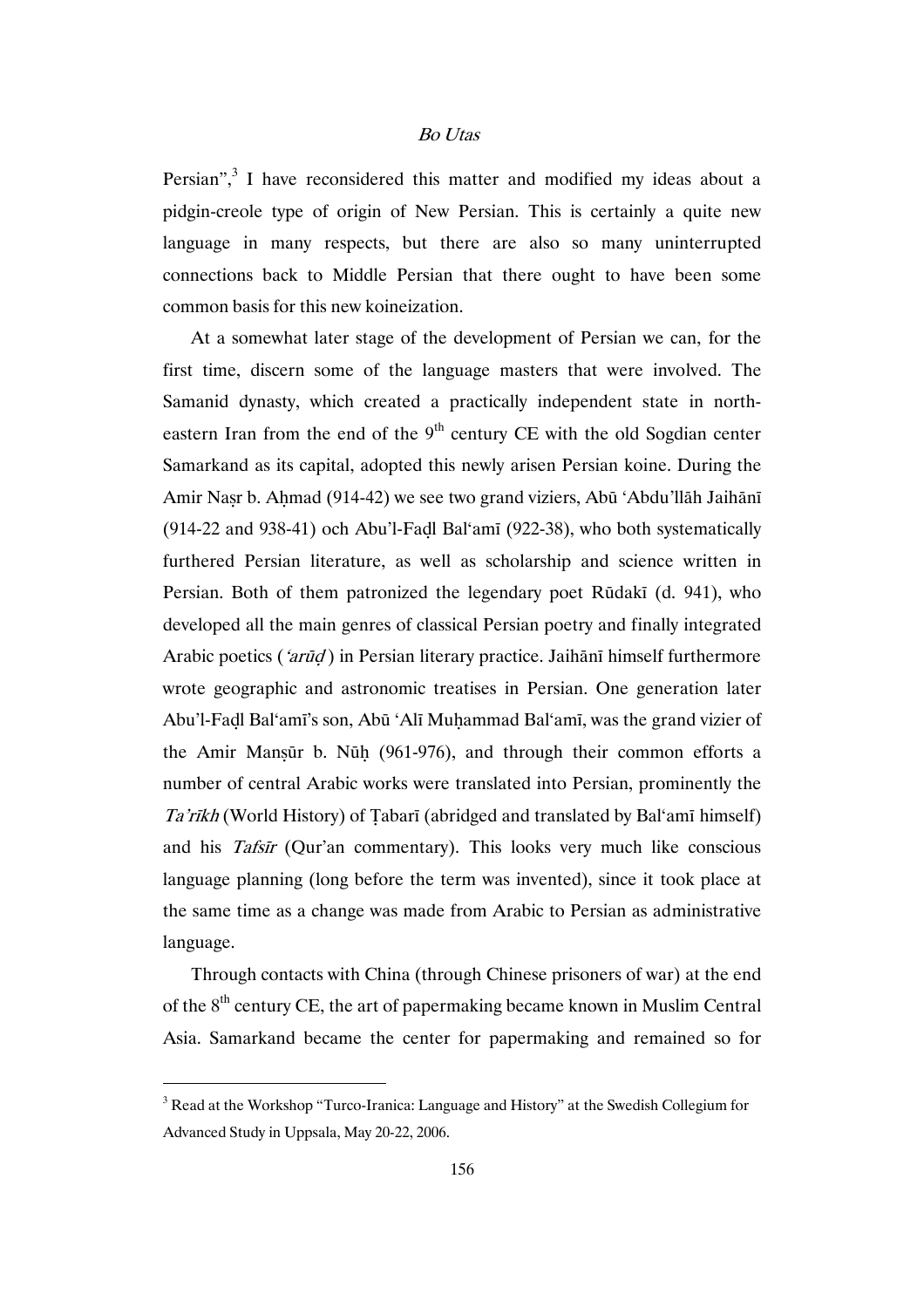Persian”,[3] I have reconsidered this matter and modified my ideas about a pidgin-creole type of origin of New Persian. This is certainly a quite new language in many respects, but there are also so many uninterrupted connections back to Middle Persian that there ought to have been some common basis for this new koineization.

At a somewhat later stage of the development of Persian we can, for the first time, discern some of the language masters that were involved. The Samanid dynasty, which created a practically independent state in north-eastern Iran from the end of the 9th century CE with the old Sogdian center Samarkand as its capital, adopted this newly arisen Persian koine. During the Amir Naṣr b. Aḥmad (914-42) we see two grand viziers, Abū ʿAbdu'llāh Jaihānī (914-22 and 938-41) och Abu'l-Faḍl Balʿamī (922-38), who both systematically furthered Persian literature, as well as scholarship and science written in Persian. Both of them patronized the legendary poet Rūdakī (d. 941), who developed all the main genres of classical Persian poetry and finally integrated Arabic poetics (*ʿarūḍ*) in Persian literary practice. Jaihānī himself furthermore wrote geographic and astronomic treatises in Persian. One generation later Abu'l-Faḍl Balʿamī's son, Abū ʿAlī Muḥammad Balʿamī, was the grand vizier of the Amir Manṣūr b. Nūḥ (961-976), and through their common efforts a number of central Arabic works were translated into Persian, prominently the *Ta'rīkh* (World History) of Ṭabarī (abridged and translated by Balʿamī himself) and his *Tafsīr* (Qur'an commentary). This looks very much like conscious language planning (long before the term was invented), since it took place at the same time as a change was made from Arabic to Persian as administrative language.

Through contacts with China (through Chinese prisoners of war) at the end of the 8th century CE, the art of papermaking became known in Muslim Central Asia. Samarkand became the center for papermaking and remained so for

---

[3] Read at the Workshop “Turco-Iranica: Language and History” at the Swedish Collegium for Advanced Study in Uppsala, May 20-22, 2006.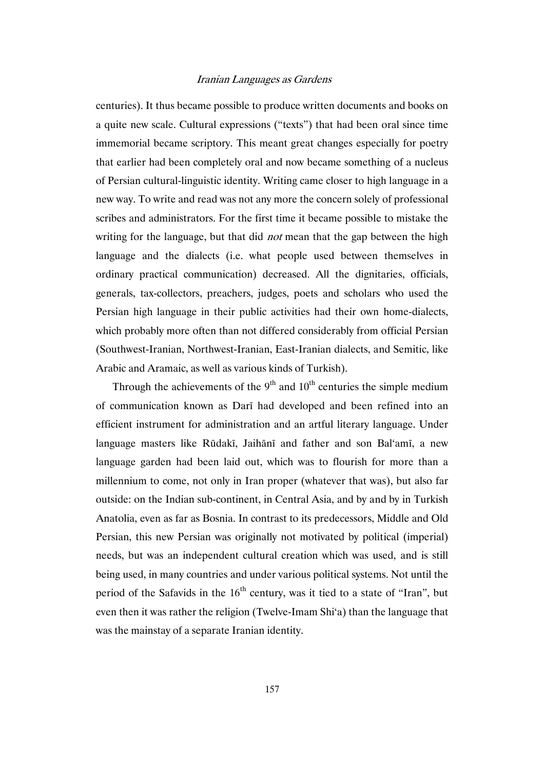centuries). It thus became possible to produce written documents and books on a quite new scale. Cultural expressions ("texts") that had been oral since time immemorial became scriptory. This meant great changes especially for poetry that earlier had been completely oral and now became something of a nucleus of Persian cultural-linguistic identity. Writing came closer to high language in a new way. To write and read was not any more the concern solely of professional scribes and administrators. For the first time it became possible to mistake the writing for the language, but that did *not* mean that the gap between the high language and the dialects (i.e. what people used between themselves in ordinary practical communication) decreased. All the dignitaries, officials, generals, tax-collectors, preachers, judges, poets and scholars who used the Persian high language in their public activities had their own home-dialects, which probably more often than not differed considerably from official Persian (Southwest-Iranian, Northwest-Iranian, East-Iranian dialects, and Semitic, like Arabic and Aramaic, as well as various kinds of Turkish).

Through the achievements of the 9th and 10th centuries the simple medium of communication known as Darī had developed and been refined into an efficient instrument for administration and an artful literary language. Under language masters like Rūdakī, Jaihānī and father and son Bal'amī, a new language garden had been laid out, which was to flourish for more than a millennium to come, not only in Iran proper (whatever that was), but also far outside: on the Indian sub-continent, in Central Asia, and by and by in Turkish Anatolia, even as far as Bosnia. In contrast to its predecessors, Middle and Old Persian, this new Persian was originally not motivated by political (imperial) needs, but was an independent cultural creation which was used, and is still being used, in many countries and under various political systems. Not until the period of the Safavids in the 16th century, was it tied to a state of "Iran", but even then it was rather the religion (Twelve-Imam Shi'a) than the language that was the mainstay of a separate Iranian identity.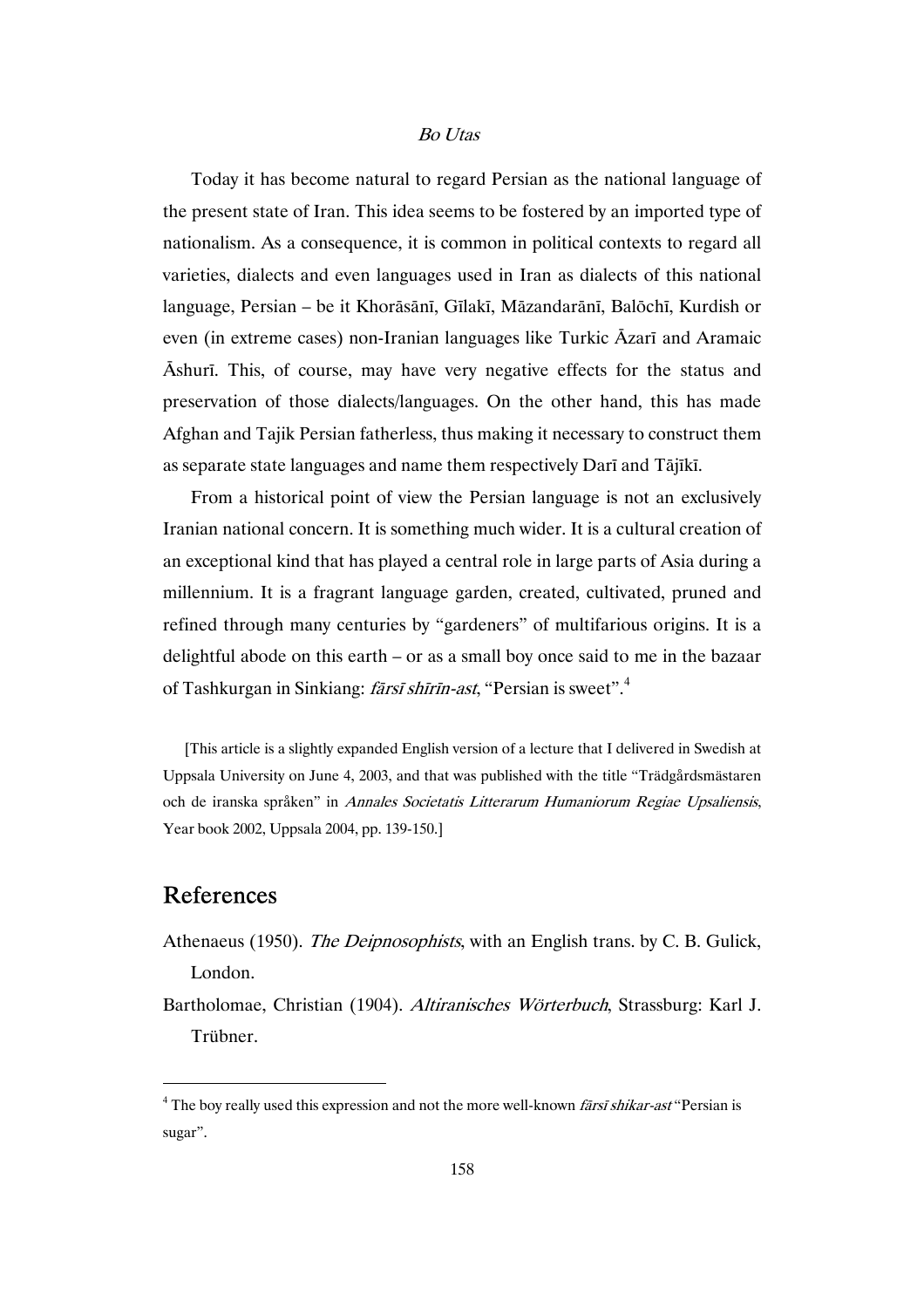Today it has become natural to regard Persian as the national language of the present state of Iran. This idea seems to be fostered by an imported type of nationalism. As a consequence, it is common in political contexts to regard all varieties, dialects and even languages used in Iran as dialects of this national language, Persian – be it Khorāsānī, Gīlakī, Māzandarānī, Balōchī, Kurdish or even (in extreme cases) non-Iranian languages like Turkic Āzarī and Aramaic Āshurī. This, of course, may have very negative effects for the status and preservation of those dialects/languages. On the other hand, this has made Afghan and Tajik Persian fatherless, thus making it necessary to construct them as separate state languages and name them respectively Darī and Tājīkī.

From a historical point of view the Persian language is not an exclusively Iranian national concern. It is something much wider. It is a cultural creation of an exceptional kind that has played a central role in large parts of Asia during a millennium. It is a fragrant language garden, created, cultivated, pruned and refined through many centuries by "gardeners" of multifarious origins. It is a delightful abode on this earth – or as a small boy once said to me in the bazaar of Tashkurgan in Sinkiang: *fārsī shīrīn-ast*, "Persian is sweet".[4]

[This article is a slightly expanded English version of a lecture that I delivered in Swedish at Uppsala University on June 4, 2003, and that was published with the title "Trädgårdsmästaren och de iranska språken" in *Annales Societatis Litterarum Humaniorum Regiae Upsaliensis*, Year book 2002, Uppsala 2004, pp. 139-150.]

## References

Athenaeus (1950). *The Deipnosophists*, with an English trans. by C. B. Gulick, London.

Bartholomae, Christian (1904). *Altiranisches Wörterbuch*, Strassburg: Karl J. Trübner.

---

[4] The boy really used this expression and not the more well-known *fārsī shikar-ast* "Persian is sugar".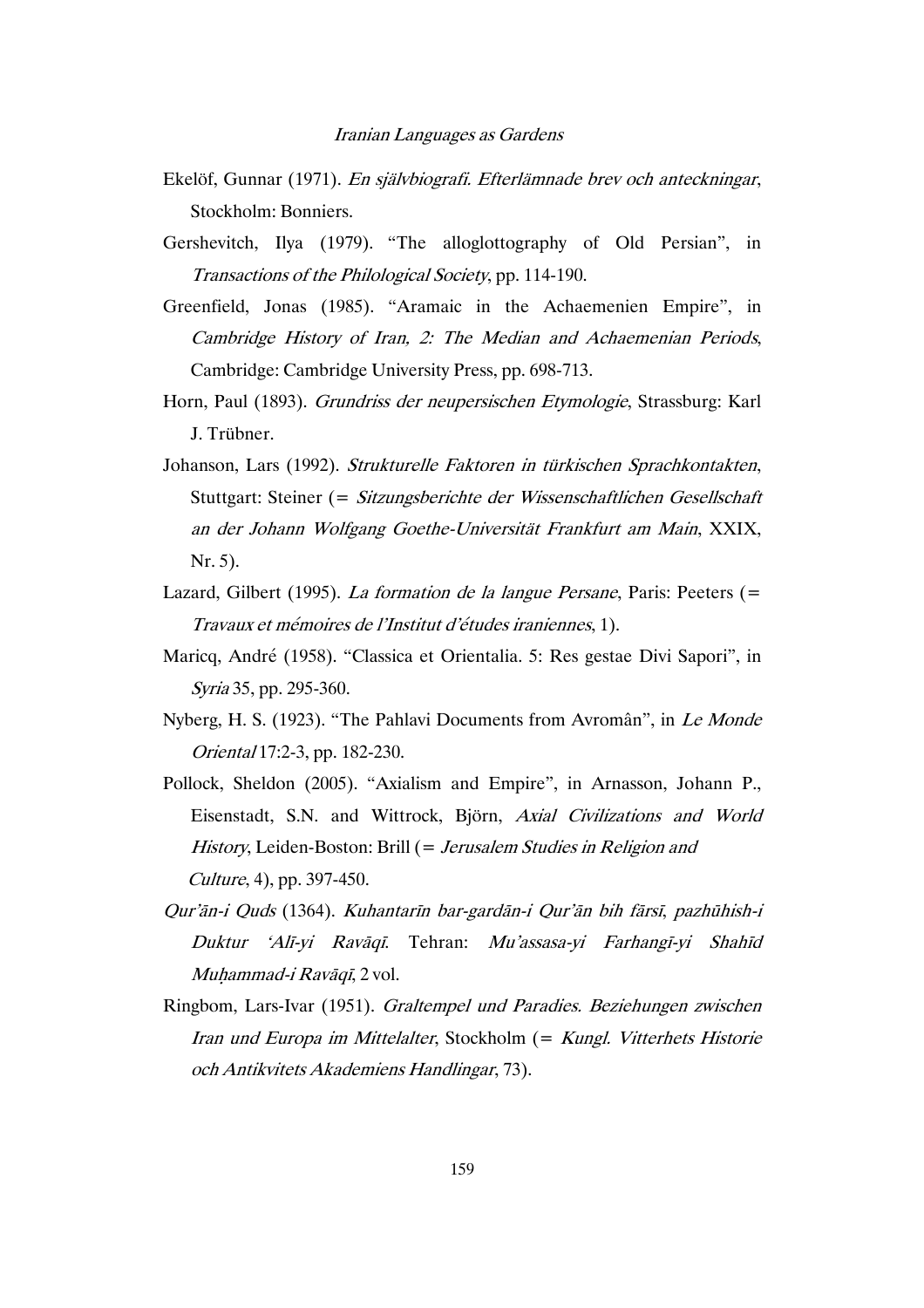Ekelöf, Gunnar (1971). *En självbiografi. Efterlämnade brev och anteckningar*, Stockholm: Bonniers.

Gershevitch, Ilya (1979). "The alloglottography of Old Persian", in *Transactions of the Philological Society*, pp. 114-190.

Greenfield, Jonas (1985). "Aramaic in the Achaemenien Empire", in *Cambridge History of Iran, 2: The Median and Achaemenian Periods*, Cambridge: Cambridge University Press, pp. 698-713.

Horn, Paul (1893). *Grundriss der neupersischen Etymologie*, Strassburg: Karl J. Trübner.

Johanson, Lars (1992). *Strukturelle Faktoren in türkischen Sprachkontakten*, Stuttgart: Steiner (= *Sitzungsberichte der Wissenschaftlichen Gesellschaft an der Johann Wolfgang Goethe-Universität Frankfurt am Main*, XXIX, Nr. 5).

Lazard, Gilbert (1995). *La formation de la langue Persane*, Paris: Peeters (= *Travaux et mémoires de l'Institut d'études iraniennes*, 1).

Maricq, André (1958). "Classica et Orientalia. 5: Res gestae Divi Sapori", in *Syria* 35, pp. 295-360.

Nyberg, H. S. (1923). "The Pahlavi Documents from Avromân", in *Le Monde Oriental* 17:2-3, pp. 182-230.

Pollock, Sheldon (2005). "Axialism and Empire", in Arnasson, Johann P., Eisenstadt, S.N. and Wittrock, Björn, *Axial Civilizations and World History*, Leiden-Boston: Brill (= *Jerusalem Studies in Religion and Culture*, 4), pp. 397-450.

*Qur'ān-i Quds* (1364). *Kuhantarīn bar-gardān-i Qur'ān bih fārsī*, *pazhūhish-i Duktur 'Alī-yi Ravāqī*. Tehran: *Mu'assasa-yi Farhangī-yi Shahīd Muḥammad-i Ravāqī*, 2 vol.

Ringbom, Lars-Ivar (1951). *Graltempel und Paradies. Beziehungen zwischen Iran und Europa im Mittelalter*, Stockholm (= *Kungl. Vitterhets Historie och Antikvitets Akademiens Handlingar*, 73).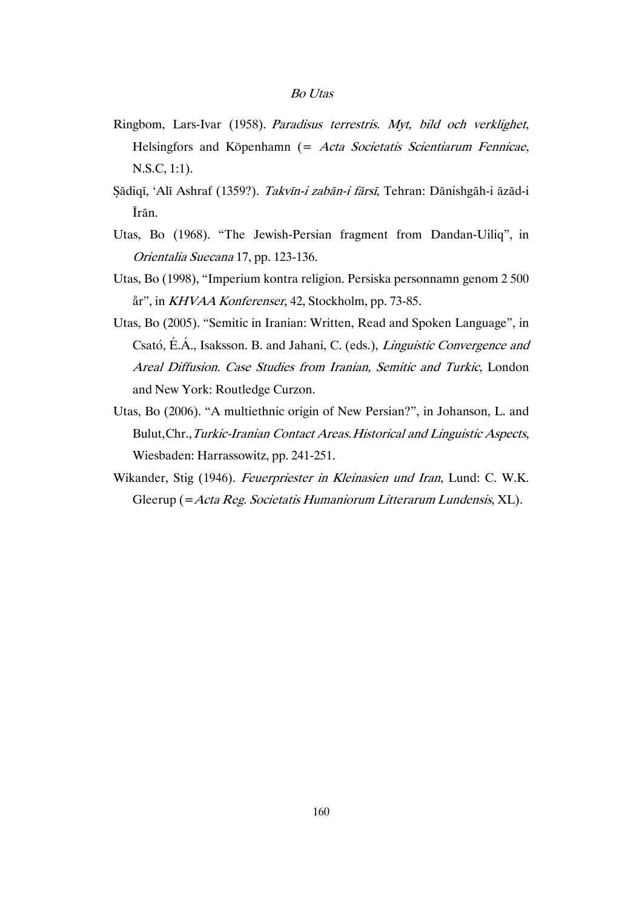Ringbom, Lars-Ivar (1958). *Paradisus terrestris. Myt, bild och verklighet*, Helsingfors and Köpenhamn (= *Acta Societatis Scientiarum Fennicae*, N.S.C, 1:1).

Ṣādiqī, ʻAlī Ashraf (1359?). *Takvīn-i zabān-i fārsī*, Tehran: Dānishgāh-i āzād-i Īrān.

Utas, Bo (1968). "The Jewish-Persian fragment from Dandan-Uiliq", in *Orientalia Suecana* 17, pp. 123-136.

Utas, Bo (1998), "Imperium kontra religion. Persiska personnamn genom 2 500 år", in *KHVAA Konferenser*, 42, Stockholm, pp. 73-85.

Utas, Bo (2005). "Semitic in Iranian: Written, Read and Spoken Language", in Csató, É.Á., Isaksson. B. and Jahani, C. (eds.), *Linguistic Convergence and Areal Diffusion. Case Studies from Iranian, Semitic and Turkic*, London and New York: Routledge Curzon.

Utas, Bo (2006). "A multiethnic origin of New Persian?", in Johanson, L. and Bulut, Chr., *Turkic-Iranian Contact Areas. Historical and Linguistic Aspects*, Wiesbaden: Harrassowitz, pp. 241-251.

Wikander, Stig (1946). *Feuerpriester in Kleinasien und Iran*, Lund: C. W.K. Gleerup (= *Acta Reg. Societatis Humaniorum Litterarum Lundensis*, XL).